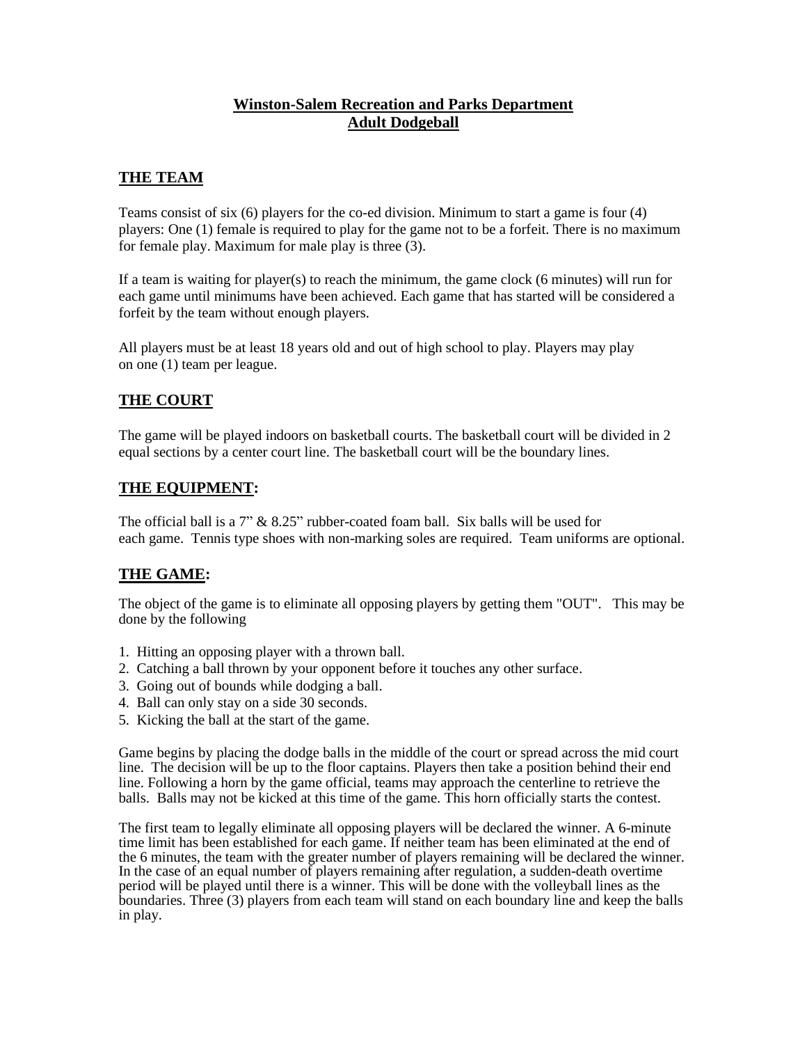# **Winston-Salem Recreation and Parks Department**
# **Adult Dodgeball**

## **THE TEAM**

Teams consist of six (6) players for the co-ed division. Minimum to start a game is four (4) players: One (1) female is required to play for the game not to be a forfeit. There is no maximum for female play. Maximum for male play is three (3).

If a team is waiting for player(s) to reach the minimum, the game clock (6 minutes) will run for each game until minimums have been achieved. Each game that has started will be considered a forfeit by the team without enough players.

All players must be at least 18 years old and out of high school to play. Players may play on one (1) team per league.

## **THE COURT**

The game will be played indoors on basketball courts. The basketball court will be divided in 2 equal sections by a center court line. The basketball court will be the boundary lines.

## **THE EQUIPMENT:**

The official ball is a 7" & 8.25" rubber-coated foam ball. Six balls will be used for each game. Tennis type shoes with non-marking soles are required. Team uniforms are optional.

## **THE GAME:**

The object of the game is to eliminate all opposing players by getting them "OUT". This may be done by the following

1. Hitting an opposing player with a thrown ball.
2. Catching a ball thrown by your opponent before it touches any other surface.
3. Going out of bounds while dodging a ball.
4. Ball can only stay on a side 30 seconds.
5. Kicking the ball at the start of the game.

Game begins by placing the dodge balls in the middle of the court or spread across the mid court line. The decision will be up to the floor captains. Players then take a position behind their end line. Following a horn by the game official, teams may approach the centerline to retrieve the balls. Balls may not be kicked at this time of the game. This horn officially starts the contest.

The first team to legally eliminate all opposing players will be declared the winner. A 6-minute time limit has been established for each game. If neither team has been eliminated at the end of the 6 minutes, the team with the greater number of players remaining will be declared the winner. In the case of an equal number of players remaining after regulation, a sudden-death overtime period will be played until there is a winner. This will be done with the volleyball lines as the boundaries. Three (3) players from each team will stand on each boundary line and keep the balls in play.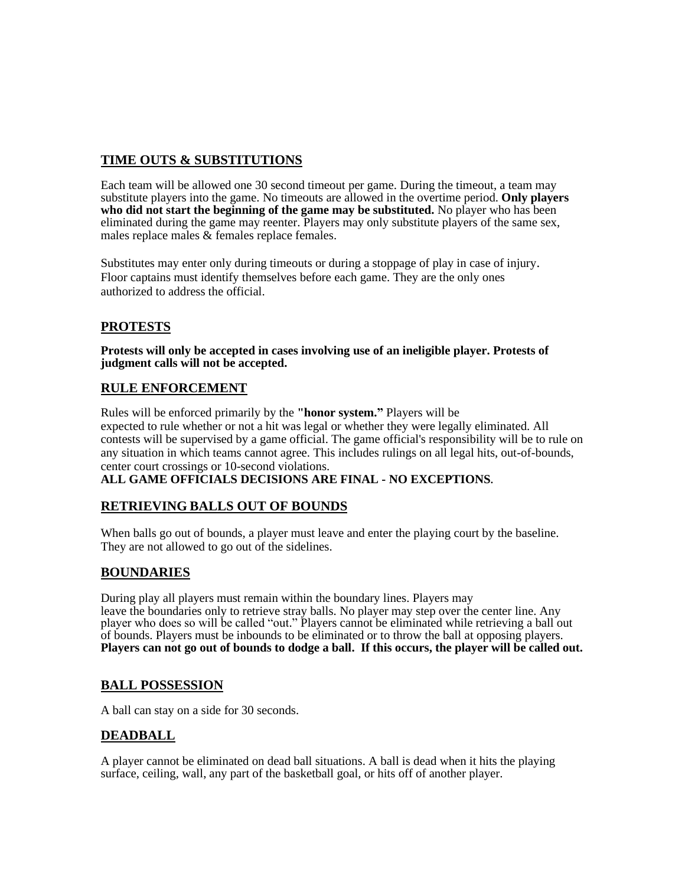## TIME OUTS & SUBSTITUTIONS

Each team will be allowed one 30 second timeout per game. During the timeout, a team may substitute players into the game. No timeouts are allowed in the overtime period. **Only players who did not start the beginning of the game may be substituted.** No player who has been eliminated during the game may reenter. Players may only substitute players of the same sex, males replace males & females replace females.

Substitutes may enter only during timeouts or during a stoppage of play in case of injury. Floor captains must identify themselves before each game. They are the only ones authorized to address the official.

## PROTESTS

**Protests will only be accepted in cases involving use of an ineligible player. Protests of judgment calls will not be accepted.**

## RULE ENFORCEMENT

Rules will be enforced primarily by the **"honor system."** Players will be expected to rule whether or not a hit was legal or whether they were legally eliminated. All contests will be supervised by a game official. The game official's responsibility will be to rule on any situation in which teams cannot agree. This includes rulings on all legal hits, out-of-bounds, center court crossings or 10-second violations.

**ALL GAME OFFICIALS DECISIONS ARE FINAL - NO EXCEPTIONS**.

## RETRIEVING BALLS OUT OF BOUNDS

When balls go out of bounds, a player must leave and enter the playing court by the baseline. They are not allowed to go out of the sidelines.

## BOUNDARIES

During play all players must remain within the boundary lines. Players may leave the boundaries only to retrieve stray balls. No player may step over the center line. Any player who does so will be called "out." Players cannot be eliminated while retrieving a ball out of bounds. Players must be inbounds to be eliminated or to throw the ball at opposing players. **Players can not go out of bounds to dodge a ball. If this occurs, the player will be called out.**

## BALL POSSESSION

A ball can stay on a side for 30 seconds.

## DEADBALL

A player cannot be eliminated on dead ball situations. A ball is dead when it hits the playing surface, ceiling, wall, any part of the basketball goal, or hits off of another player.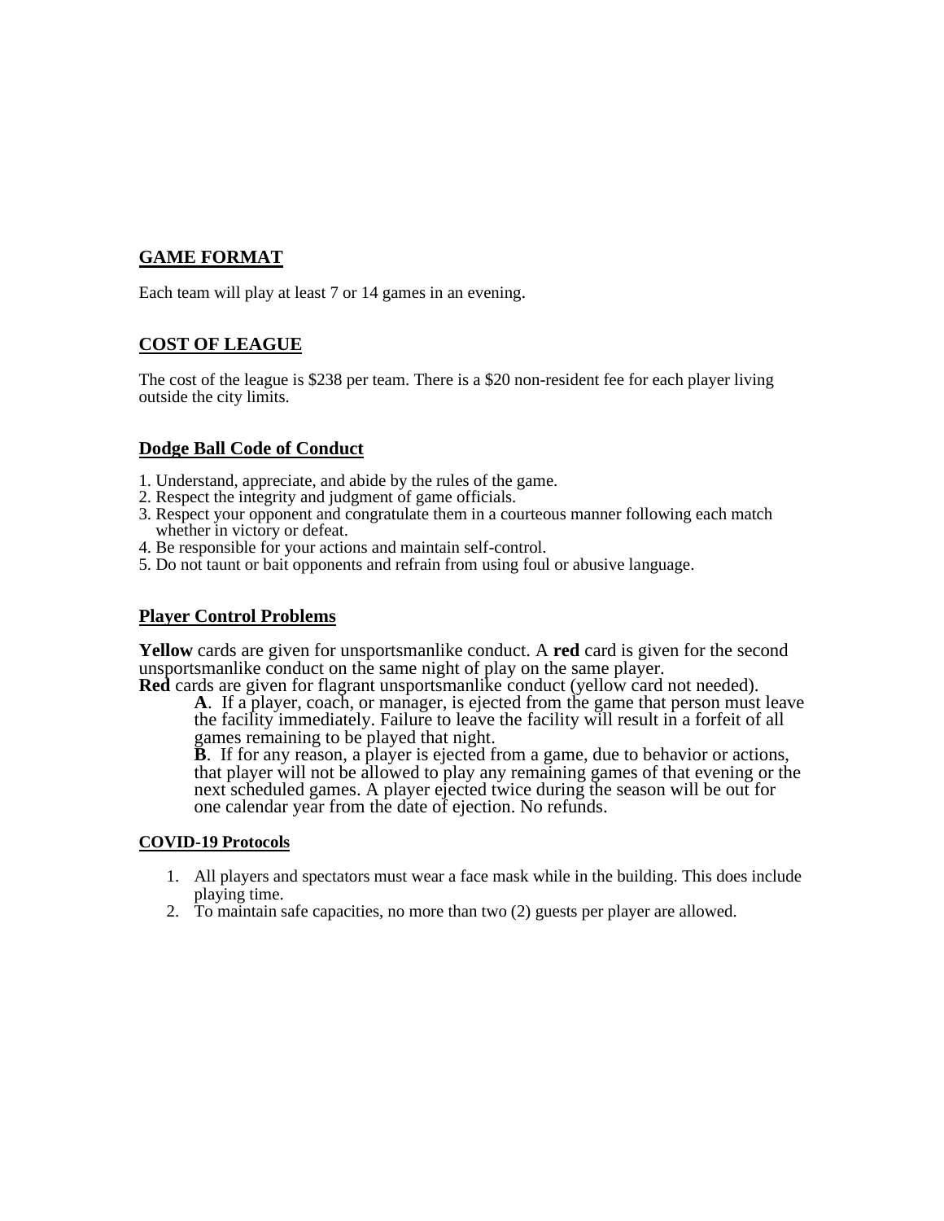## GAME FORMAT

Each team will play at least 7 or 14 games in an evening.

## COST OF LEAGUE

The cost of the league is $238 per team. There is a $20 non-resident fee for each player living outside the city limits.

## Dodge Ball Code of Conduct

1. Understand, appreciate, and abide by the rules of the game.
2. Respect the integrity and judgment of game officials.
3. Respect your opponent and congratulate them in a courteous manner following each match whether in victory or defeat.
4. Be responsible for your actions and maintain self-control.
5. Do not taunt or bait opponents and refrain from using foul or abusive language.

## Player Control Problems

**Yellow** cards are given for unsportsmanlike conduct. A **red** card is given for the second unsportsmanlike conduct on the same night of play on the same player.
**Red** cards are given for flagrant unsportsmanlike conduct (yellow card not needed).

> **A**. If a player, coach, or manager, is ejected from the game that person must leave the facility immediately. Failure to leave the facility will result in a forfeit of all games remaining to be played that night.
>
> **B**. If for any reason, a player is ejected from a game, due to behavior or actions, that player will not be allowed to play any remaining games of that evening or the next scheduled games. A player ejected twice during the season will be out for one calendar year from the date of ejection. No refunds.

### COVID-19 Protocols

1. All players and spectators must wear a face mask while in the building. This does include playing time.
2. To maintain safe capacities, no more than two (2) guests per player are allowed.